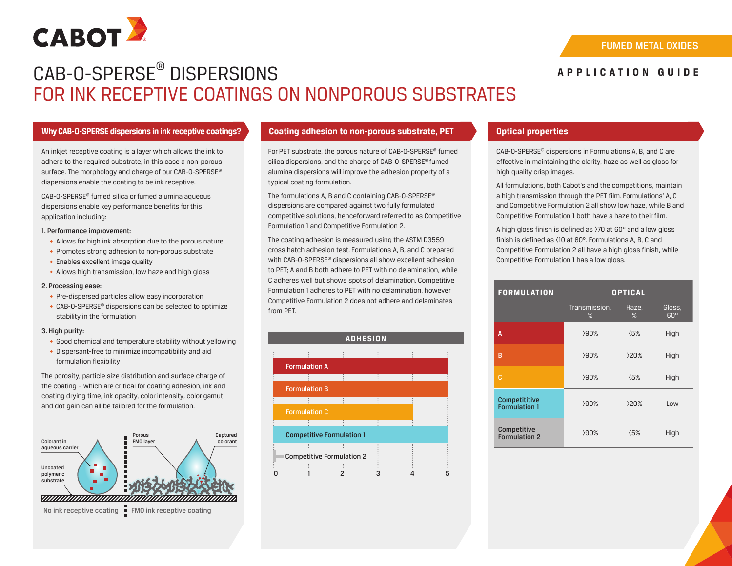FUMED METAL OXIDES

APPLICATION GUIDE

# CAB-O-SPERSE® DISPERSIONS
# FOR INK RECEPTIVE COATINGS ON NONPOROUS SUBSTRATES

## Why CAB-O-SPERSE dispersions in ink receptive coatings?

An inkjet receptive coating is a layer which allows the ink to adhere to the required substrate, in this case a non-porous surface. The morphology and charge of our CAB-O-SPERSE® dispersions enable the coating to be ink receptive.

CAB-O-SPERSE® fumed silica or fumed alumina aqueous dispersions enable key performance benefits for this application including:

1. Performance improvement:
   - Allows for high ink absorption due to the porous nature
   - Promotes strong adhesion to non-porous substrate
   - Enables excellent image quality
   - Allows high transmission, low haze and high gloss
2. Processing ease:
   - Pre-dispersed particles allow easy incorporation
   - CAB-O-SPERSE® dispersions can be selected to optimize stability in the formulation
3. High purity:
   - Good chemical and temperature stability without yellowing
   - Dispersant-free to minimize incompatibility and aid formulation flexibility

The porosity, particle size distribution and surface charge of the coating – which are critical for coating adhesion, ink and coating drying time, ink opacity, color intensity, color gamut, and dot gain can all be tailored for the formulation.

Colorant in aqueous carrier | Uncoated polymeric substrate | Porous FMO layer | Captured colorant

No ink receptive coating | FMO ink receptive coating

## Coating adhesion to non-porous substrate, PET

For PET substrate, the porous nature of CAB-O-SPERSE® fumed silica dispersions, and the charge of CAB-O-SPERSE® fumed alumina dispersions will improve the adhesion property of a typical coating formulation.

The formulations A, B and C containing CAB-O-SPERSE® dispersions are compared against two fully formulated competitive solutions, henceforward referred to as Competitive Formulation 1 and Competitive Formulation 2.

The coating adhesion is measured using the ASTM D3559 cross hatch adhesion test. Formulations A, B, and C prepared with CAB-O-SPERSE® dispersions all show excellent adhesion to PET; A and B both adhere to PET with no delamination, while C adheres well but shows spots of delamination. Competitive Formulation 1 adheres to PET with no delamination, however Competitive Formulation 2 does not adhere and delaminates from PET.

**ADHESION**

| Formulation | Adhesion (0–5) |
|---|---|
| Formulation A | 5 |
| Formulation B | 5 |
| Formulation C | 4 |
| Competitive Formulation 1 | 5 |
| Competitive Formulation 2 | 0 |

## Optical properties

CAB-O-SPERSE® dispersions in Formulations A, B, and C are effective in maintaining the clarity, haze as well as gloss for high quality crisp images.

All formulations, both Cabot's and the competitions, maintain a high transmission through the PET film. Formulations' A, C and Competitive Formulation 2 all show low haze, while B and Competitive Formulation 1 both have a haze to their film.

A high gloss finish is defined as >70 at 60° and a low gloss finish is defined as <10 at 60°. Formulations A, B, C and Competitive Formulation 2 all have a high gloss finish, while Competitive Formulation 1 has a low gloss.

| FORMULATION | OPTICAL | | |
|---|---|---|---|
| | Transmission, % | Haze, % | Gloss, 60° |
| A | >90% | <5% | High |
| B | >90% | >20% | High |
| C | >90% | <5% | High |
| Competititive Formulation 1 | >90% | >20% | Low |
| Competitive Formulation 2 | >90% | <5% | High |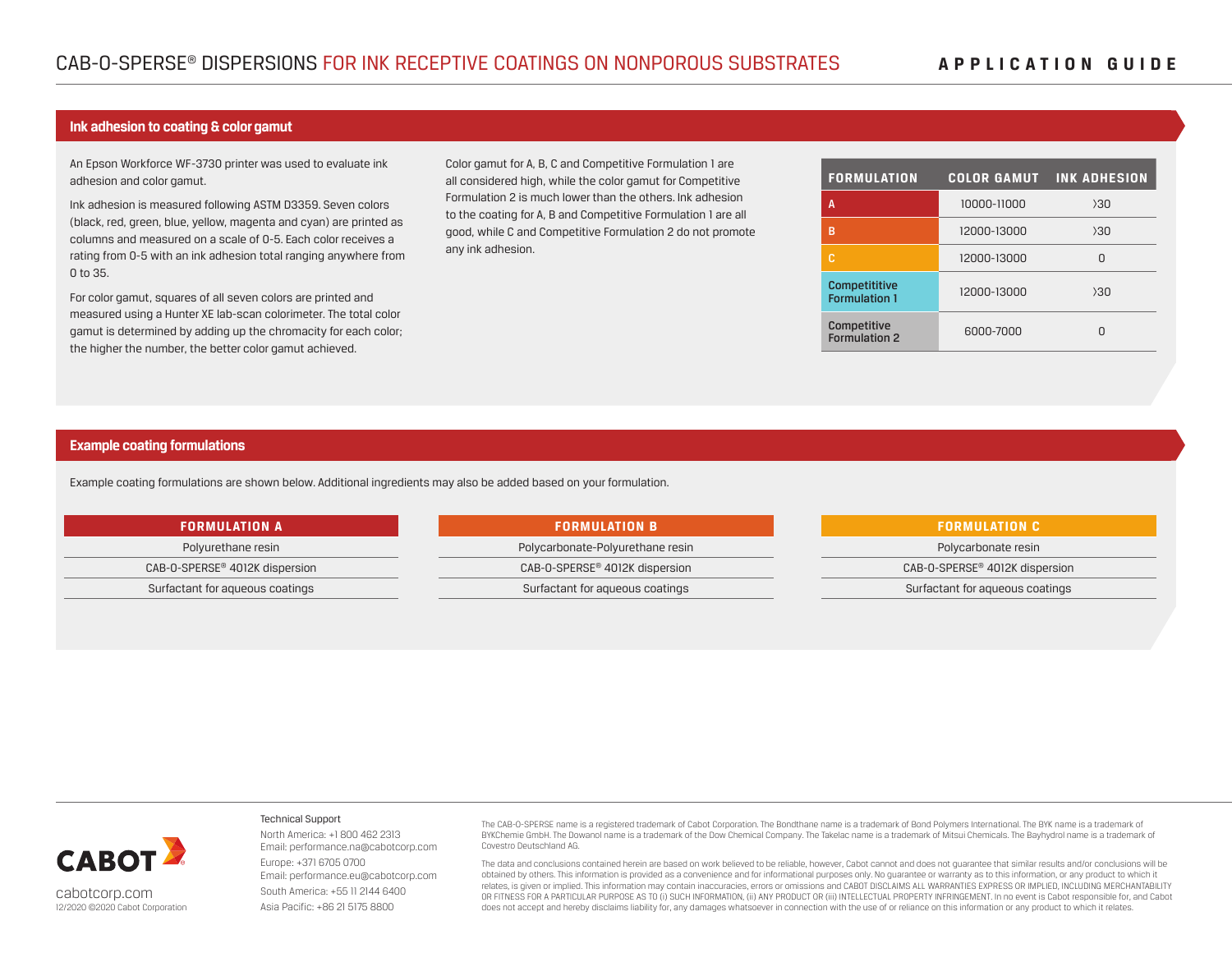## Ink adhesion to coating & color gamut

An Epson Workforce WF-3730 printer was used to evaluate ink adhesion and color gamut.

Ink adhesion is measured following ASTM D3359. Seven colors (black, red, green, blue, yellow, magenta and cyan) are printed as columns and measured on a scale of 0-5. Each color receives a rating from 0-5 with an ink adhesion total ranging anywhere from 0 to 35.

For color gamut, squares of all seven colors are printed and measured using a Hunter XE lab-scan colorimeter. The total color gamut is determined by adding up the chromacity for each color; the higher the number, the better color gamut achieved.

Color gamut for A, B, C and Competitive Formulation 1 are all considered high, while the color gamut for Competitive Formulation 2 is much lower than the others. Ink adhesion to the coating for A, B and Competitive Formulation 1 are all good, while C and Competitive Formulation 2 do not promote any ink adhesion.

| FORMULATION | COLOR GAMUT | INK ADHESION |
|---|---|---|
| A | 10000-11000 | >30 |
| B | 12000-13000 | >30 |
| C | 12000-13000 | 0 |
| Competititive Formulation 1 | 12000-13000 | >30 |
| Competitive Formulation 2 | 6000-7000 | 0 |

## Example coating formulations

Example coating formulations are shown below. Additional ingredients may also be added based on your formulation.

| FORMULATION A |
|---|
| Polyurethane resin |
| CAB-O-SPERSE® 4012K dispersion |
| Surfactant for aqueous coatings |

| FORMULATION B |
|---|
| Polycarbonate-Polyurethane resin |
| CAB-O-SPERSE® 4012K dispersion |
| Surfactant for aqueous coatings |

| FORMULATION C |
|---|
| Polycarbonate resin |
| CAB-O-SPERSE® 4012K dispersion |
| Surfactant for aqueous coatings |

CABOT

cabotcorp.com

12/2020 ©2020 Cabot Corporation

Technical Support

North America: +1 800 462 2313
Email: performance.na@cabotcorp.com

Europe: +371 6705 0700
Email: performance.eu@cabotcorp.com

South America: +55 11 2144 6400

Asia Pacific: +86 21 5175 8800

The CAB-O-SPERSE name is a registered trademark of Cabot Corporation. The Bondthane name is a trademark of Bond Polymers International. The BYK name is a trademark of BYKChemie GmbH. The Dowanol name is a trademark of the Dow Chemical Company. The Takelac name is a trademark of Mitsui Chemicals. The Bayhydrol name is a trademark of Covestro Deutschland AG.

The data and conclusions contained herein are based on work believed to be reliable, however, Cabot cannot and does not guarantee that similar results and/or conclusions will be obtained by others. This information is provided as a convenience and for informational purposes only. No guarantee or warranty as to this information, or any product to which it relates, is given or implied. This information may contain inaccuracies, errors or omissions and CABOT DISCLAIMS ALL WARRANTIES EXPRESS OR IMPLIED, INCLUDING MERCHANTABILITY OR FITNESS FOR A PARTICULAR PURPOSE AS TO (i) SUCH INFORMATION, (ii) ANY PRODUCT OR (iii) INTELLECTUAL PROPERTY INFRINGEMENT. In no event is Cabot responsible for, and Cabot does not accept and hereby disclaims liability for, any damages whatsoever in connection with the use of or reliance on this information or any product to which it relates.